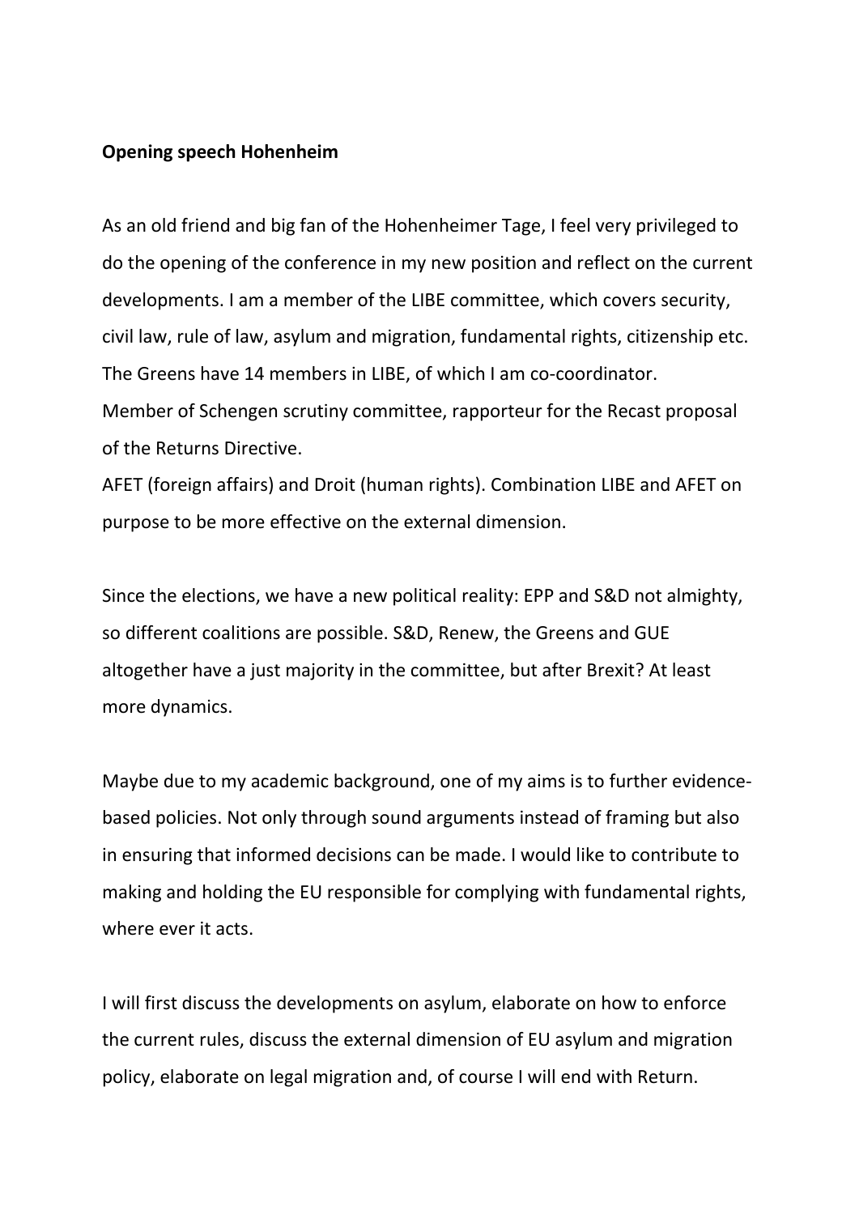**Opening speech Hohenheim**

As an old friend and big fan of the Hohenheimer Tage, I feel very privileged to do the opening of the conference in my new position and reflect on the current developments. I am a member of the LIBE committee, which covers security, civil law, rule of law, asylum and migration, fundamental rights, citizenship etc. The Greens have 14 members in LIBE, of which I am co-coordinator.
Member of Schengen scrutiny committee, rapporteur for the Recast proposal of the Returns Directive.
AFET (foreign affairs) and Droit (human rights). Combination LIBE and AFET on purpose to be more effective on the external dimension.

Since the elections, we have a new political reality: EPP and S&D not almighty, so different coalitions are possible. S&D, Renew, the Greens and GUE altogether have a just majority in the committee, but after Brexit? At least more dynamics.

Maybe due to my academic background, one of my aims is to further evidence-based policies. Not only through sound arguments instead of framing but also in ensuring that informed decisions can be made. I would like to contribute to making and holding the EU responsible for complying with fundamental rights, where ever it acts.

I will first discuss the developments on asylum, elaborate on how to enforce the current rules, discuss the external dimension of EU asylum and migration policy, elaborate on legal migration and, of course I will end with Return.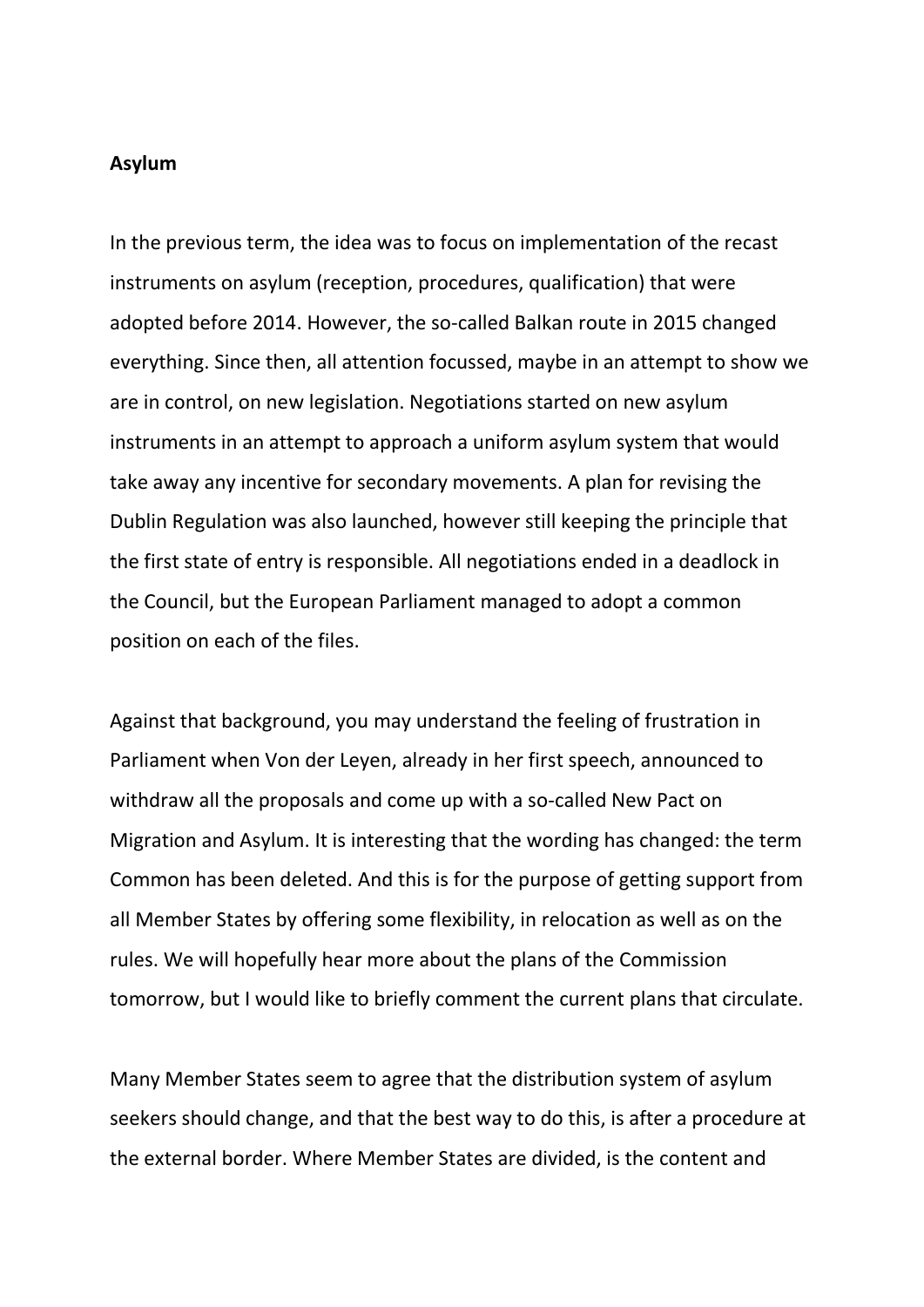**Asylum**

In the previous term, the idea was to focus on implementation of the recast instruments on asylum (reception, procedures, qualification) that were adopted before 2014. However, the so-called Balkan route in 2015 changed everything. Since then, all attention focussed, maybe in an attempt to show we are in control, on new legislation. Negotiations started on new asylum instruments in an attempt to approach a uniform asylum system that would take away any incentive for secondary movements. A plan for revising the Dublin Regulation was also launched, however still keeping the principle that the first state of entry is responsible. All negotiations ended in a deadlock in the Council, but the European Parliament managed to adopt a common position on each of the files.

Against that background, you may understand the feeling of frustration in Parliament when Von der Leyen, already in her first speech, announced to withdraw all the proposals and come up with a so-called New Pact on Migration and Asylum. It is interesting that the wording has changed: the term Common has been deleted. And this is for the purpose of getting support from all Member States by offering some flexibility, in relocation as well as on the rules. We will hopefully hear more about the plans of the Commission tomorrow, but I would like to briefly comment the current plans that circulate.

Many Member States seem to agree that the distribution system of asylum seekers should change, and that the best way to do this, is after a procedure at the external border. Where Member States are divided, is the content and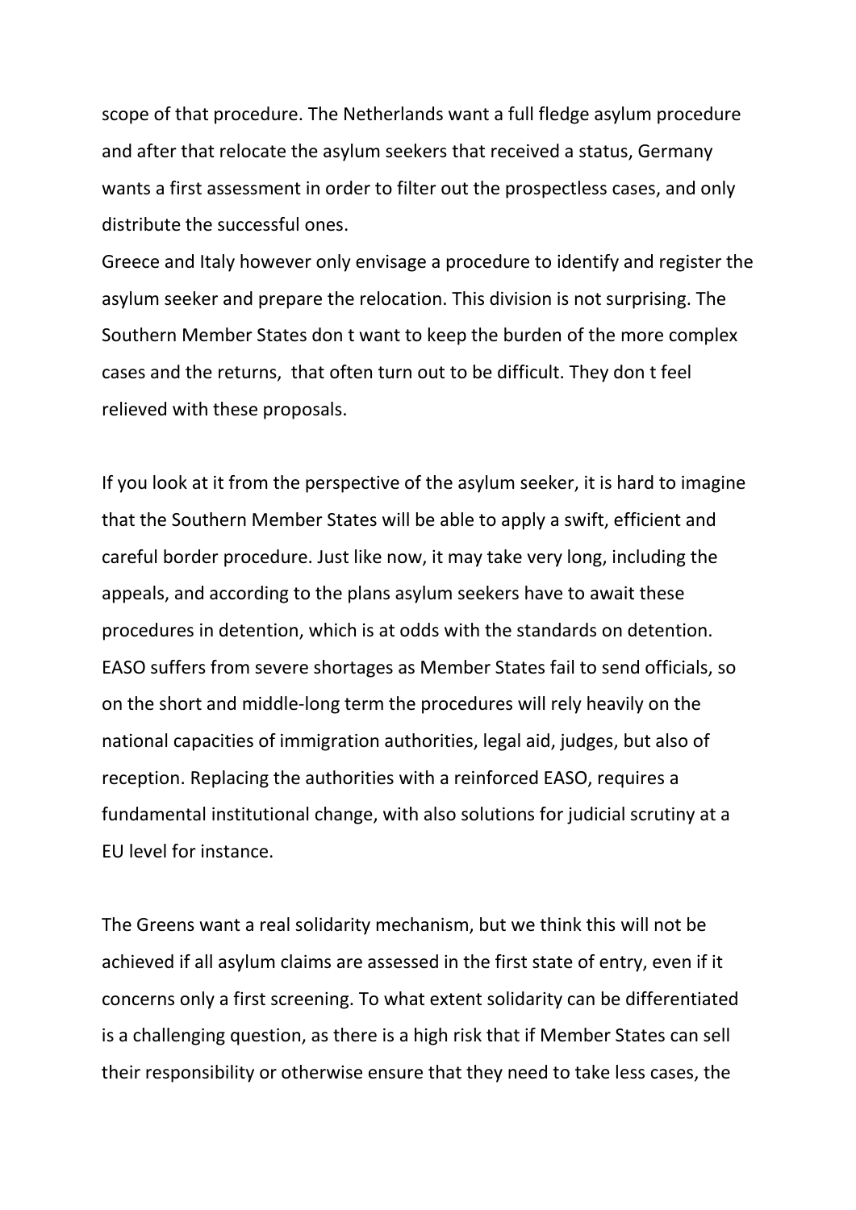scope of that procedure. The Netherlands want a full fledge asylum procedure and after that relocate the asylum seekers that received a status, Germany wants a first assessment in order to filter out the prospectless cases, and only distribute the successful ones.
Greece and Italy however only envisage a procedure to identify and register the asylum seeker and prepare the relocation. This division is not surprising. The Southern Member States don t want to keep the burden of the more complex cases and the returns, that often turn out to be difficult. They don t feel relieved with these proposals.

If you look at it from the perspective of the asylum seeker, it is hard to imagine that the Southern Member States will be able to apply a swift, efficient and careful border procedure. Just like now, it may take very long, including the appeals, and according to the plans asylum seekers have to await these procedures in detention, which is at odds with the standards on detention. EASO suffers from severe shortages as Member States fail to send officials, so on the short and middle-long term the procedures will rely heavily on the national capacities of immigration authorities, legal aid, judges, but also of reception. Replacing the authorities with a reinforced EASO, requires a fundamental institutional change, with also solutions for judicial scrutiny at a EU level for instance.

The Greens want a real solidarity mechanism, but we think this will not be achieved if all asylum claims are assessed in the first state of entry, even if it concerns only a first screening. To what extent solidarity can be differentiated is a challenging question, as there is a high risk that if Member States can sell their responsibility or otherwise ensure that they need to take less cases, the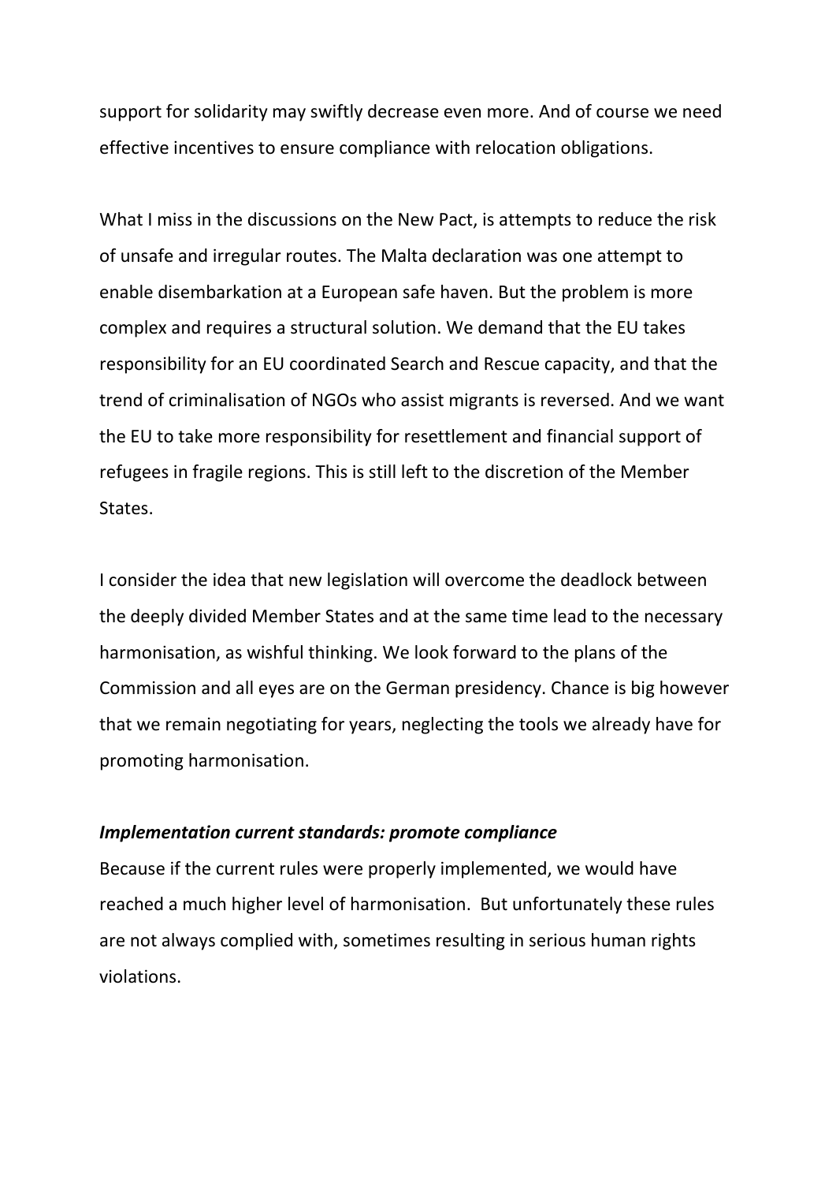support for solidarity may swiftly decrease even more. And of course we need effective incentives to ensure compliance with relocation obligations.

What I miss in the discussions on the New Pact, is attempts to reduce the risk of unsafe and irregular routes. The Malta declaration was one attempt to enable disembarkation at a European safe haven. But the problem is more complex and requires a structural solution. We demand that the EU takes responsibility for an EU coordinated Search and Rescue capacity, and that the trend of criminalisation of NGOs who assist migrants is reversed. And we want the EU to take more responsibility for resettlement and financial support of refugees in fragile regions. This is still left to the discretion of the Member States.

I consider the idea that new legislation will overcome the deadlock between the deeply divided Member States and at the same time lead to the necessary harmonisation, as wishful thinking. We look forward to the plans of the Commission and all eyes are on the German presidency. Chance is big however that we remain negotiating for years, neglecting the tools we already have for promoting harmonisation.

***Implementation current standards: promote compliance***

Because if the current rules were properly implemented, we would have reached a much higher level of harmonisation. But unfortunately these rules are not always complied with, sometimes resulting in serious human rights violations.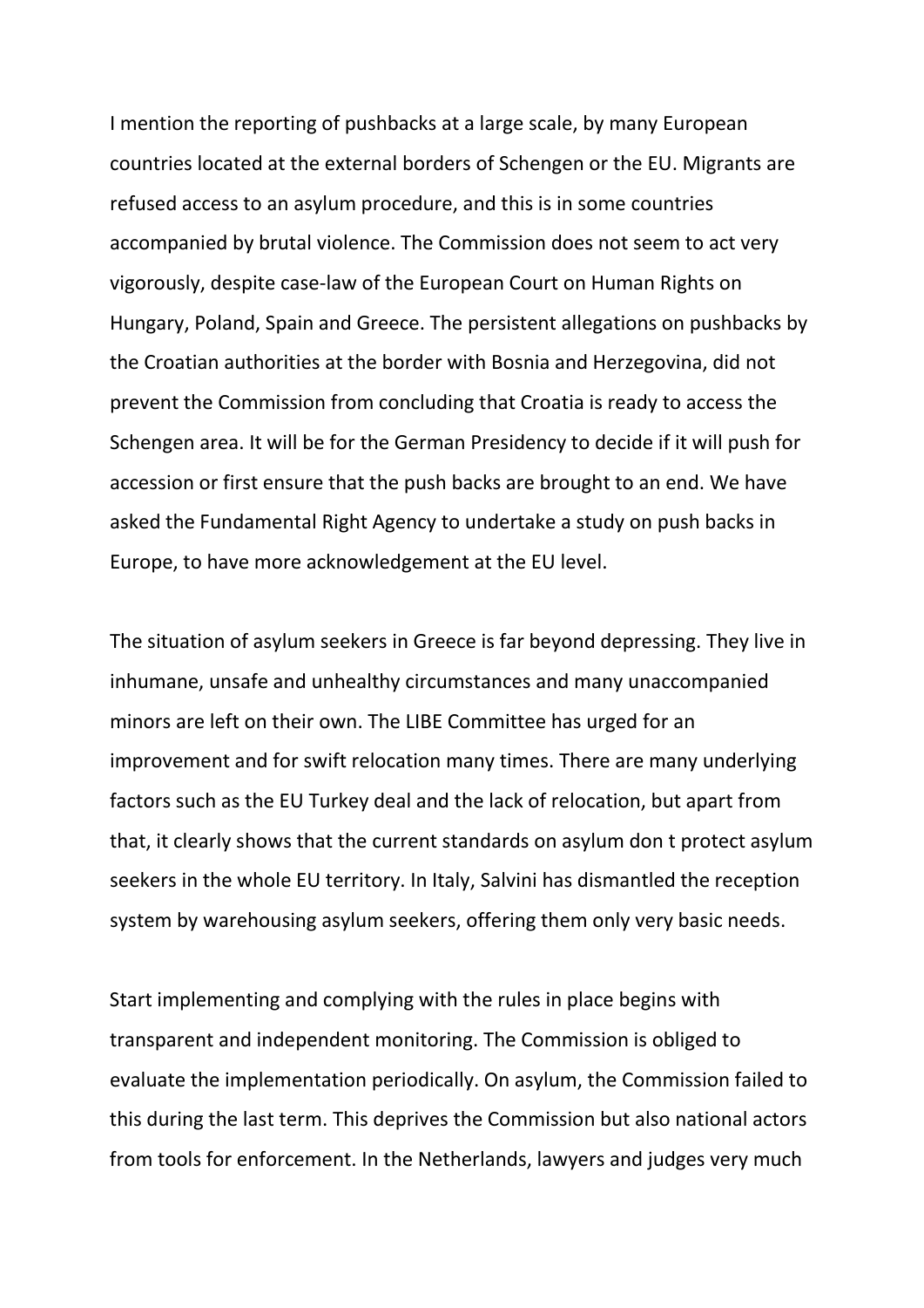I mention the reporting of pushbacks at a large scale, by many European countries located at the external borders of Schengen or the EU. Migrants are refused access to an asylum procedure, and this is in some countries accompanied by brutal violence. The Commission does not seem to act very vigorously, despite case-law of the European Court on Human Rights on Hungary, Poland, Spain and Greece. The persistent allegations on pushbacks by the Croatian authorities at the border with Bosnia and Herzegovina, did not prevent the Commission from concluding that Croatia is ready to access the Schengen area. It will be for the German Presidency to decide if it will push for accession or first ensure that the push backs are brought to an end. We have asked the Fundamental Right Agency to undertake a study on push backs in Europe, to have more acknowledgement at the EU level.

The situation of asylum seekers in Greece is far beyond depressing. They live in inhumane, unsafe and unhealthy circumstances and many unaccompanied minors are left on their own. The LIBE Committee has urged for an improvement and for swift relocation many times. There are many underlying factors such as the EU Turkey deal and the lack of relocation, but apart from that, it clearly shows that the current standards on asylum don t protect asylum seekers in the whole EU territory. In Italy, Salvini has dismantled the reception system by warehousing asylum seekers, offering them only very basic needs.

Start implementing and complying with the rules in place begins with transparent and independent monitoring. The Commission is obliged to evaluate the implementation periodically. On asylum, the Commission failed to this during the last term. This deprives the Commission but also national actors from tools for enforcement. In the Netherlands, lawyers and judges very much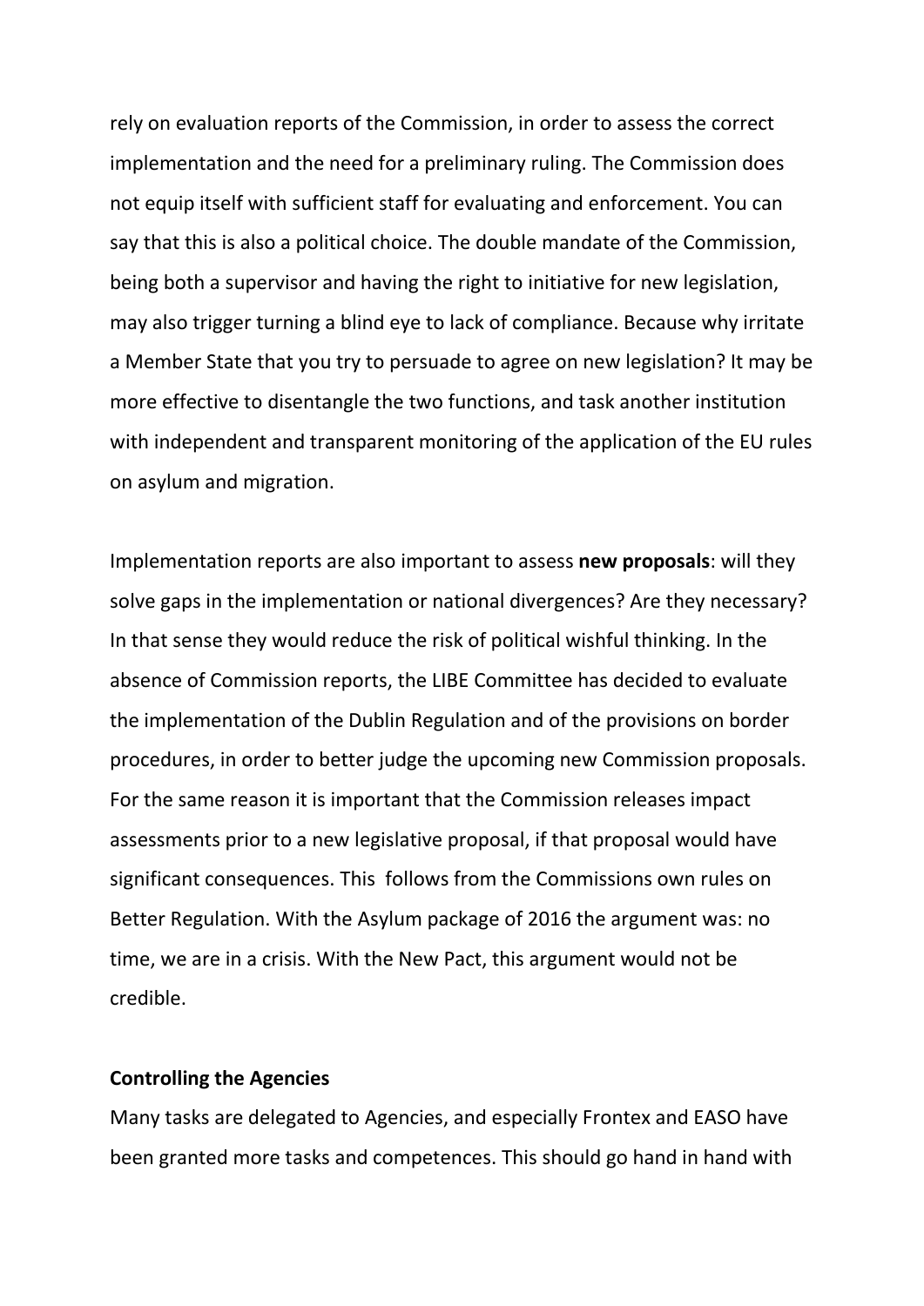rely on evaluation reports of the Commission, in order to assess the correct implementation and the need for a preliminary ruling. The Commission does not equip itself with sufficient staff for evaluating and enforcement. You can say that this is also a political choice. The double mandate of the Commission, being both a supervisor and having the right to initiative for new legislation, may also trigger turning a blind eye to lack of compliance. Because why irritate a Member State that you try to persuade to agree on new legislation? It may be more effective to disentangle the two functions, and task another institution with independent and transparent monitoring of the application of the EU rules on asylum and migration.

Implementation reports are also important to assess **new proposals**: will they solve gaps in the implementation or national divergences? Are they necessary? In that sense they would reduce the risk of political wishful thinking. In the absence of Commission reports, the LIBE Committee has decided to evaluate the implementation of the Dublin Regulation and of the provisions on border procedures, in order to better judge the upcoming new Commission proposals. For the same reason it is important that the Commission releases impact assessments prior to a new legislative proposal, if that proposal would have significant consequences. This  follows from the Commissions own rules on Better Regulation. With the Asylum package of 2016 the argument was: no time, we are in a crisis. With the New Pact, this argument would not be credible.

**Controlling the Agencies**

Many tasks are delegated to Agencies, and especially Frontex and EASO have been granted more tasks and competences. This should go hand in hand with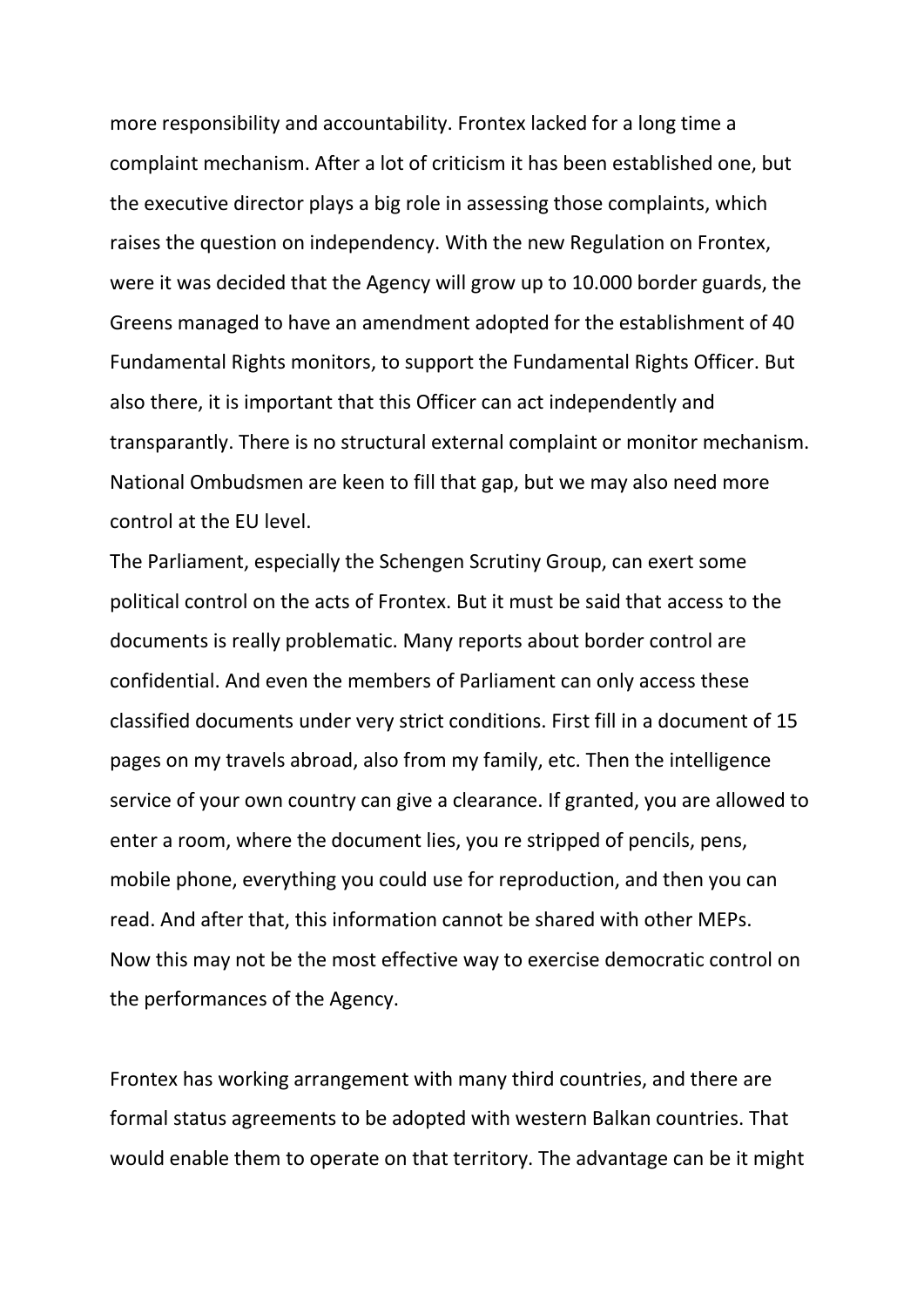more responsibility and accountability. Frontex lacked for a long time a complaint mechanism. After a lot of criticism it has been established one, but the executive director plays a big role in assessing those complaints, which raises the question on independency. With the new Regulation on Frontex, were it was decided that the Agency will grow up to 10.000 border guards, the Greens managed to have an amendment adopted for the establishment of 40 Fundamental Rights monitors, to support the Fundamental Rights Officer. But also there, it is important that this Officer can act independently and transparantly. There is no structural external complaint or monitor mechanism. National Ombudsmen are keen to fill that gap, but we may also need more control at the EU level.

The Parliament, especially the Schengen Scrutiny Group, can exert some political control on the acts of Frontex. But it must be said that access to the documents is really problematic. Many reports about border control are confidential. And even the members of Parliament can only access these classified documents under very strict conditions. First fill in a document of 15 pages on my travels abroad, also from my family, etc. Then the intelligence service of your own country can give a clearance. If granted, you are allowed to enter a room, where the document lies, you re stripped of pencils, pens, mobile phone, everything you could use for reproduction, and then you can read. And after that, this information cannot be shared with other MEPs. Now this may not be the most effective way to exercise democratic control on the performances of the Agency.

Frontex has working arrangement with many third countries, and there are formal status agreements to be adopted with western Balkan countries. That would enable them to operate on that territory. The advantage can be it might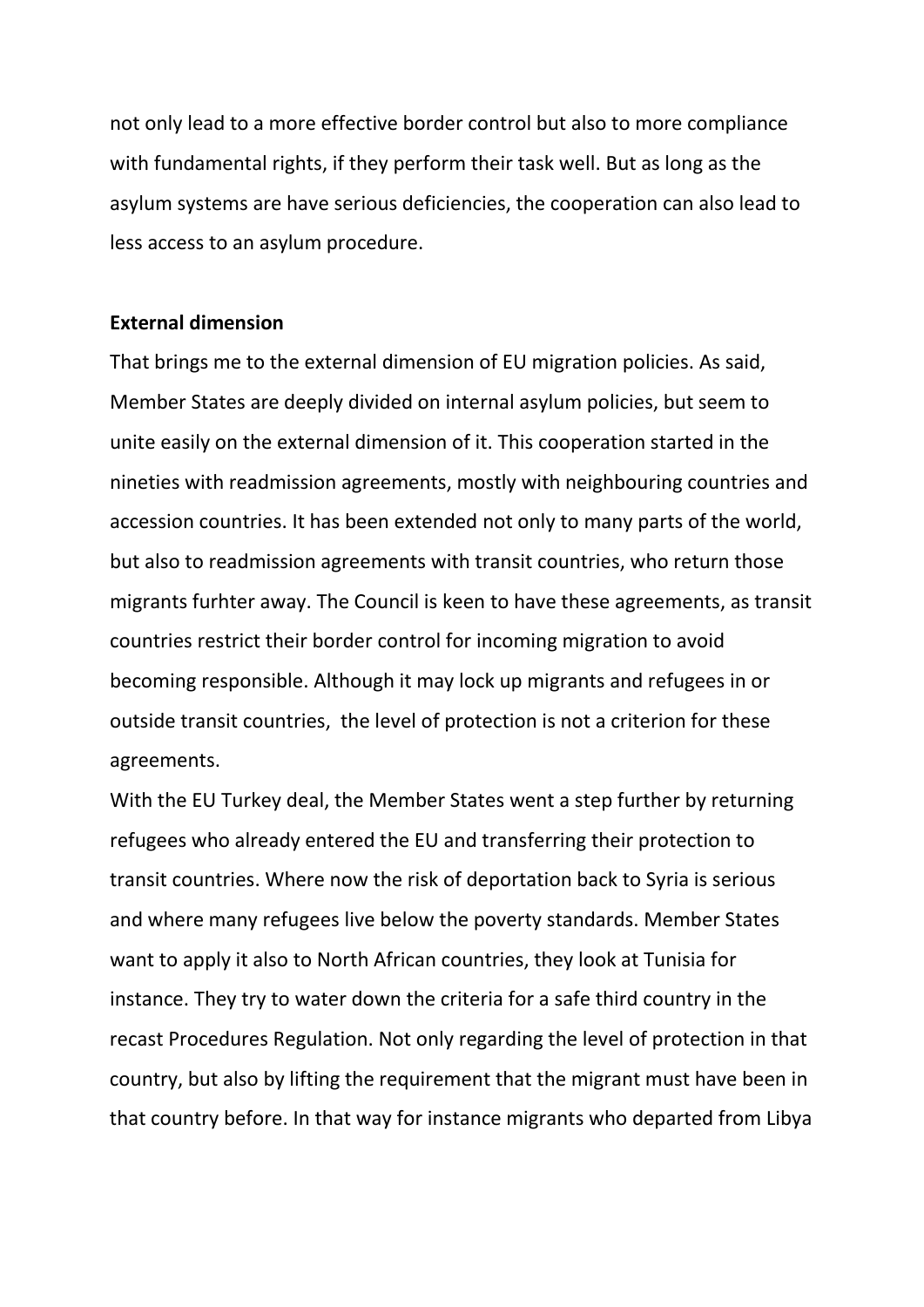not only lead to a more effective border control but also to more compliance with fundamental rights, if they perform their task well. But as long as the asylum systems are have serious deficiencies, the cooperation can also lead to less access to an asylum procedure.

**External dimension**

That brings me to the external dimension of EU migration policies. As said, Member States are deeply divided on internal asylum policies, but seem to unite easily on the external dimension of it. This cooperation started in the nineties with readmission agreements, mostly with neighbouring countries and accession countries. It has been extended not only to many parts of the world, but also to readmission agreements with transit countries, who return those migrants furhter away. The Council is keen to have these agreements, as transit countries restrict their border control for incoming migration to avoid becoming responsible. Although it may lock up migrants and refugees in or outside transit countries, the level of protection is not a criterion for these agreements.

With the EU Turkey deal, the Member States went a step further by returning refugees who already entered the EU and transferring their protection to transit countries. Where now the risk of deportation back to Syria is serious and where many refugees live below the poverty standards. Member States want to apply it also to North African countries, they look at Tunisia for instance. They try to water down the criteria for a safe third country in the recast Procedures Regulation. Not only regarding the level of protection in that country, but also by lifting the requirement that the migrant must have been in that country before. In that way for instance migrants who departed from Libya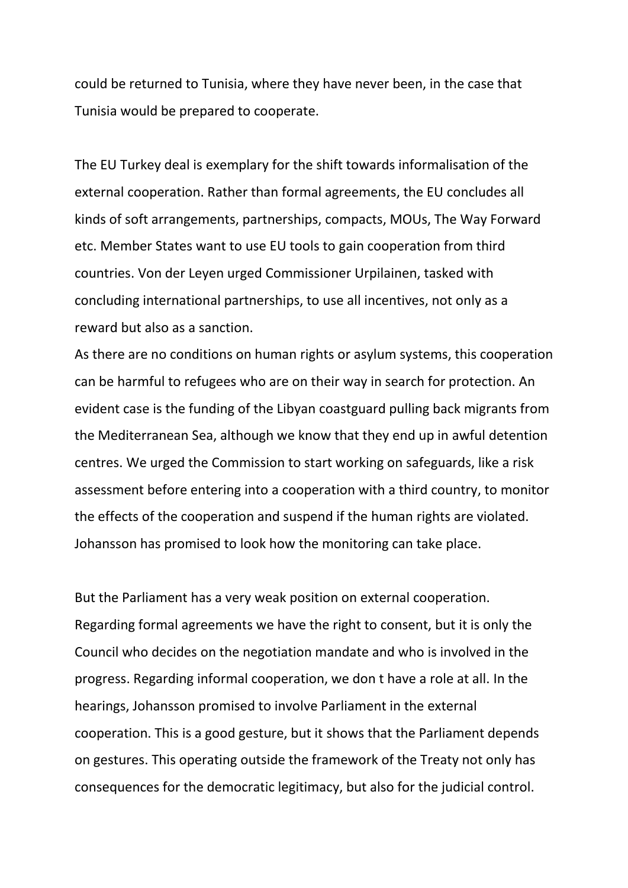could be returned to Tunisia, where they have never been, in the case that Tunisia would be prepared to cooperate.

The EU Turkey deal is exemplary for the shift towards informalisation of the external cooperation. Rather than formal agreements, the EU concludes all kinds of soft arrangements, partnerships, compacts, MOUs, The Way Forward etc. Member States want to use EU tools to gain cooperation from third countries. Von der Leyen urged Commissioner Urpilainen, tasked with concluding international partnerships, to use all incentives, not only as a reward but also as a sanction.
As there are no conditions on human rights or asylum systems, this cooperation can be harmful to refugees who are on their way in search for protection. An evident case is the funding of the Libyan coastguard pulling back migrants from the Mediterranean Sea, although we know that they end up in awful detention centres. We urged the Commission to start working on safeguards, like a risk assessment before entering into a cooperation with a third country, to monitor the effects of the cooperation and suspend if the human rights are violated. Johansson has promised to look how the monitoring can take place.

But the Parliament has a very weak position on external cooperation. Regarding formal agreements we have the right to consent, but it is only the Council who decides on the negotiation mandate and who is involved in the progress. Regarding informal cooperation, we don t have a role at all. In the hearings, Johansson promised to involve Parliament in the external cooperation. This is a good gesture, but it shows that the Parliament depends on gestures. This operating outside the framework of the Treaty not only has consequences for the democratic legitimacy, but also for the judicial control.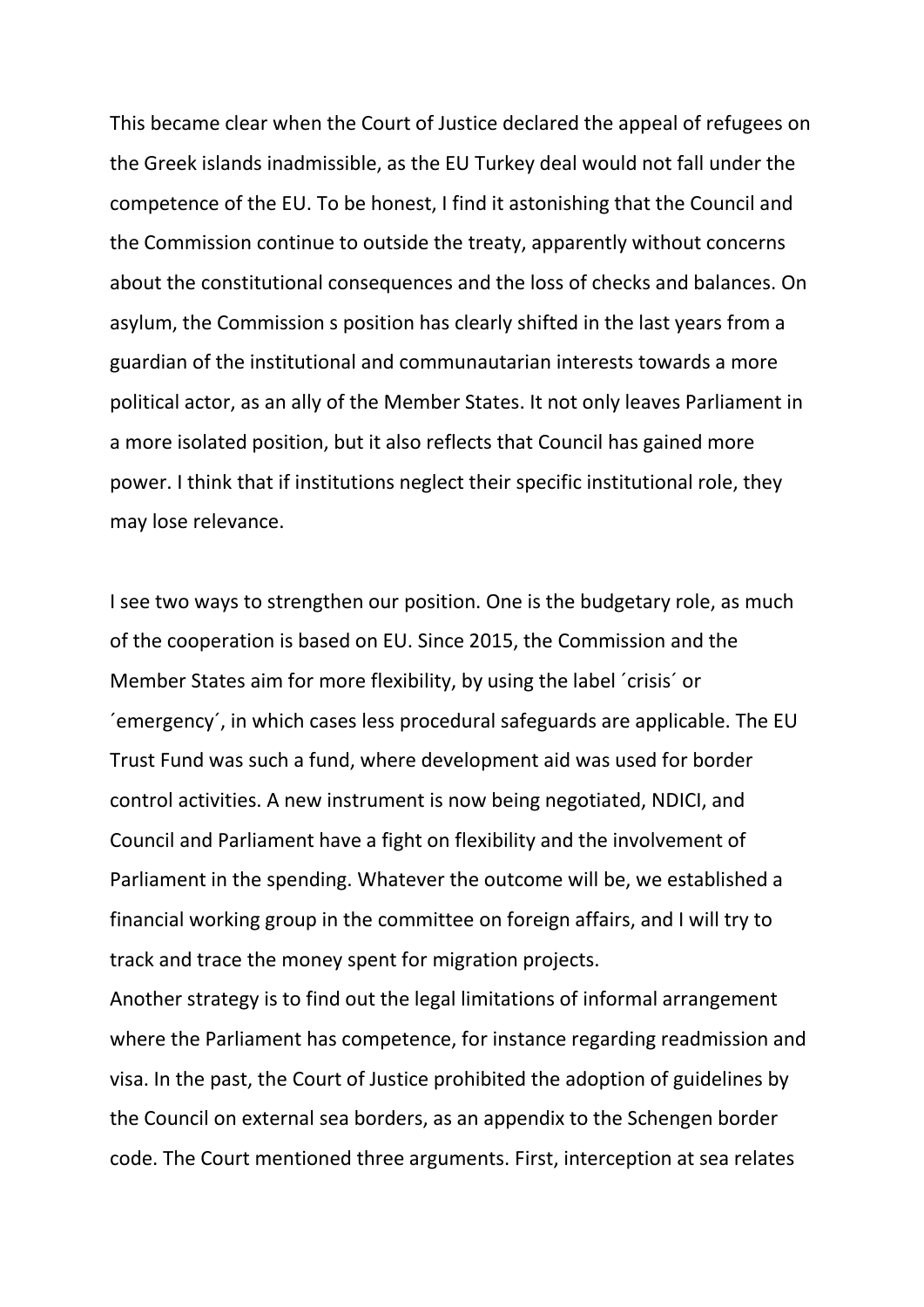This became clear when the Court of Justice declared the appeal of refugees on the Greek islands inadmissible, as the EU Turkey deal would not fall under the competence of the EU. To be honest, I find it astonishing that the Council and the Commission continue to outside the treaty, apparently without concerns about the constitutional consequences and the loss of checks and balances. On asylum, the Commission s position has clearly shifted in the last years from a guardian of the institutional and communautarian interests towards a more political actor, as an ally of the Member States. It not only leaves Parliament in a more isolated position, but it also reflects that Council has gained more power. I think that if institutions neglect their specific institutional role, they may lose relevance.

I see two ways to strengthen our position. One is the budgetary role, as much of the cooperation is based on EU. Since 2015, the Commission and the Member States aim for more flexibility, by using the label ´crisis´ or ´emergency´, in which cases less procedural safeguards are applicable. The EU Trust Fund was such a fund, where development aid was used for border control activities. A new instrument is now being negotiated, NDICI, and Council and Parliament have a fight on flexibility and the involvement of Parliament in the spending. Whatever the outcome will be, we established a financial working group in the committee on foreign affairs, and I will try to track and trace the money spent for migration projects.
Another strategy is to find out the legal limitations of informal arrangement where the Parliament has competence, for instance regarding readmission and visa. In the past, the Court of Justice prohibited the adoption of guidelines by the Council on external sea borders, as an appendix to the Schengen border code. The Court mentioned three arguments. First, interception at sea relates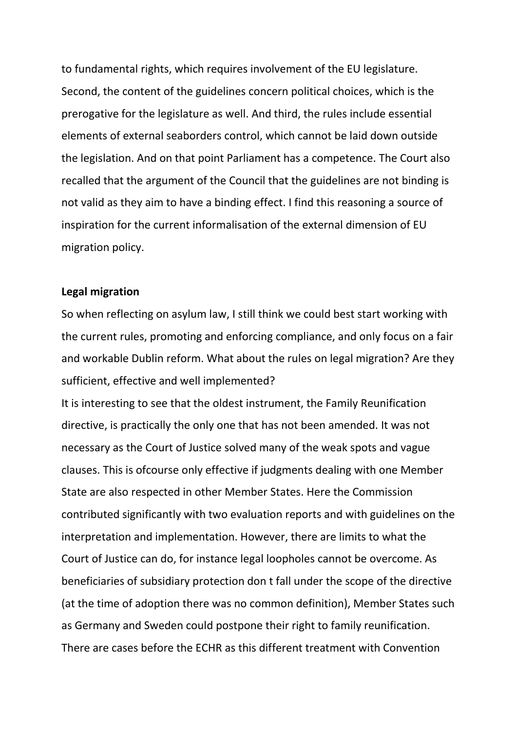to fundamental rights, which requires involvement of the EU legislature. Second, the content of the guidelines concern political choices, which is the prerogative for the legislature as well. And third, the rules include essential elements of external seaborders control, which cannot be laid down outside the legislation. And on that point Parliament has a competence. The Court also recalled that the argument of the Council that the guidelines are not binding is not valid as they aim to have a binding effect. I find this reasoning a source of inspiration for the current informalisation of the external dimension of EU migration policy.

**Legal migration**

So when reflecting on asylum law, I still think we could best start working with the current rules, promoting and enforcing compliance, and only focus on a fair and workable Dublin reform. What about the rules on legal migration? Are they sufficient, effective and well implemented?

It is interesting to see that the oldest instrument, the Family Reunification directive, is practically the only one that has not been amended. It was not necessary as the Court of Justice solved many of the weak spots and vague clauses. This is ofcourse only effective if judgments dealing with one Member State are also respected in other Member States. Here the Commission contributed significantly with two evaluation reports and with guidelines on the interpretation and implementation. However, there are limits to what the Court of Justice can do, for instance legal loopholes cannot be overcome. As beneficiaries of subsidiary protection don t fall under the scope of the directive (at the time of adoption there was no common definition), Member States such as Germany and Sweden could postpone their right to family reunification. There are cases before the ECHR as this different treatment with Convention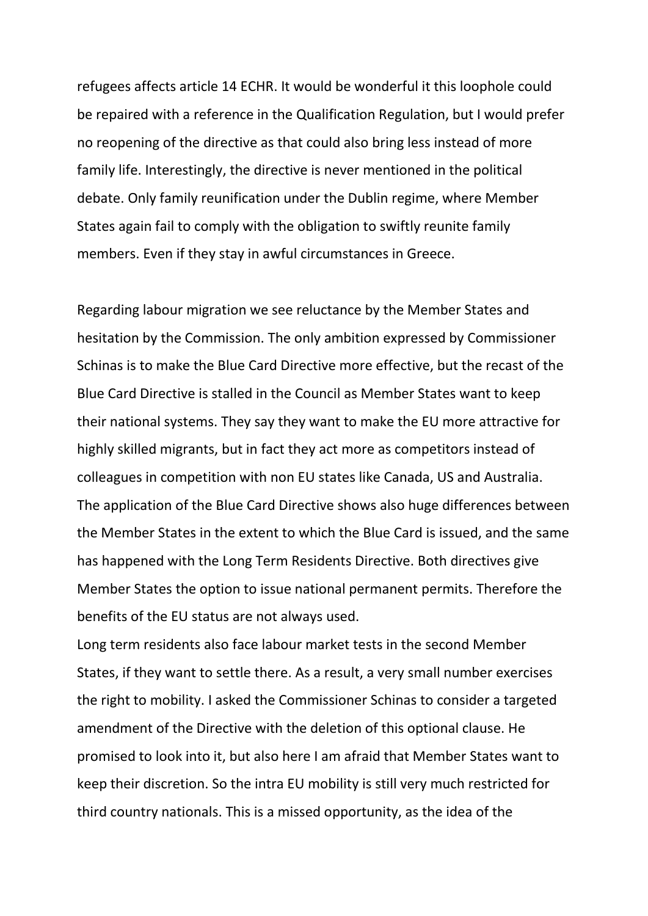refugees affects article 14 ECHR. It would be wonderful it this loophole could be repaired with a reference in the Qualification Regulation, but I would prefer no reopening of the directive as that could also bring less instead of more family life. Interestingly, the directive is never mentioned in the political debate. Only family reunification under the Dublin regime, where Member States again fail to comply with the obligation to swiftly reunite family members. Even if they stay in awful circumstances in Greece.

Regarding labour migration we see reluctance by the Member States and hesitation by the Commission. The only ambition expressed by Commissioner Schinas is to make the Blue Card Directive more effective, but the recast of the Blue Card Directive is stalled in the Council as Member States want to keep their national systems. They say they want to make the EU more attractive for highly skilled migrants, but in fact they act more as competitors instead of colleagues in competition with non EU states like Canada, US and Australia. The application of the Blue Card Directive shows also huge differences between the Member States in the extent to which the Blue Card is issued, and the same has happened with the Long Term Residents Directive. Both directives give Member States the option to issue national permanent permits. Therefore the benefits of the EU status are not always used.

Long term residents also face labour market tests in the second Member States, if they want to settle there. As a result, a very small number exercises the right to mobility. I asked the Commissioner Schinas to consider a targeted amendment of the Directive with the deletion of this optional clause. He promised to look into it, but also here I am afraid that Member States want to keep their discretion. So the intra EU mobility is still very much restricted for third country nationals. This is a missed opportunity, as the idea of the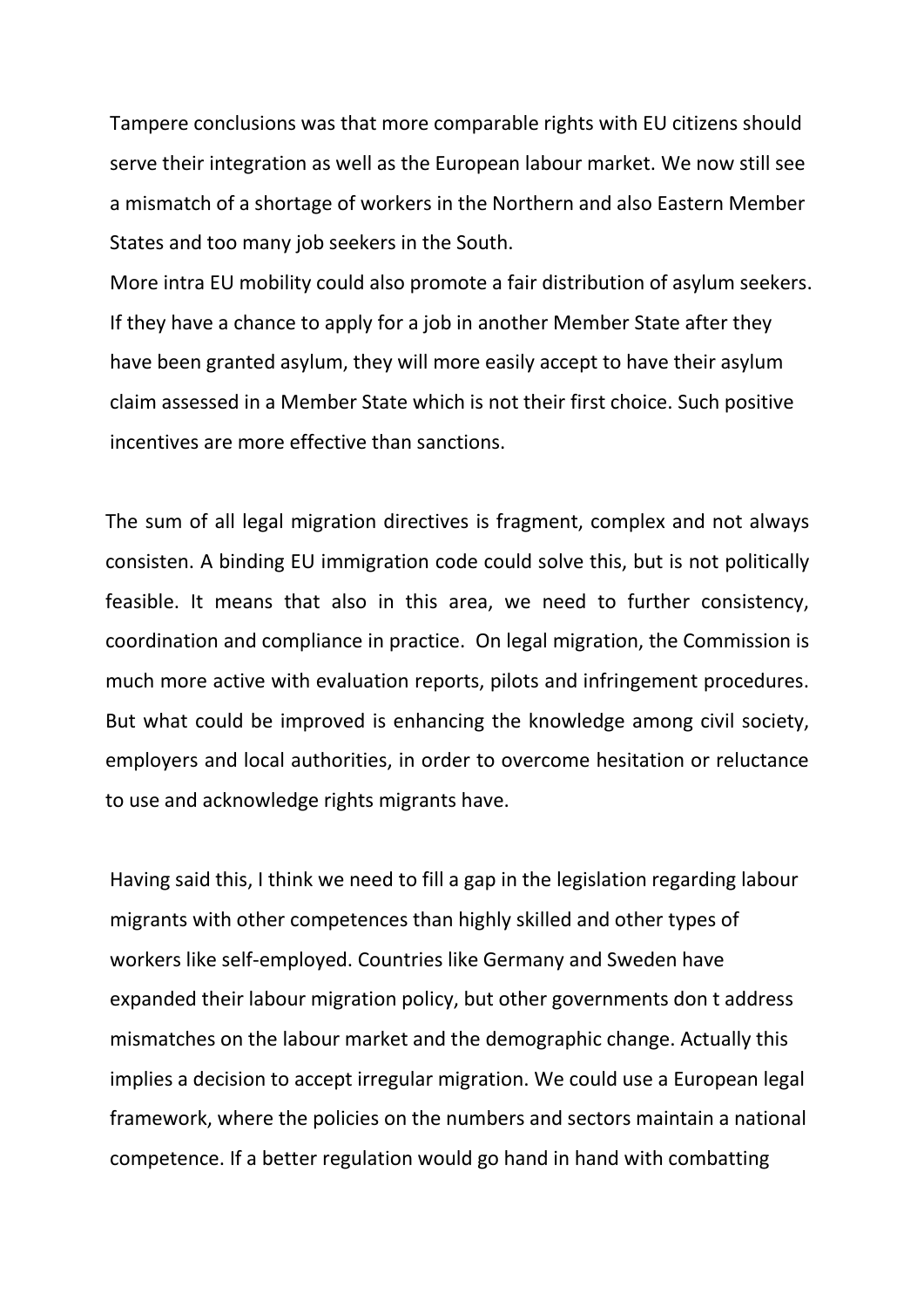Tampere conclusions was that more comparable rights with EU citizens should serve their integration as well as the European labour market. We now still see a mismatch of a shortage of workers in the Northern and also Eastern Member States and too many job seekers in the South.

More intra EU mobility could also promote a fair distribution of asylum seekers. If they have a chance to apply for a job in another Member State after they have been granted asylum, they will more easily accept to have their asylum claim assessed in a Member State which is not their first choice. Such positive incentives are more effective than sanctions.

The sum of all legal migration directives is fragment, complex and not always consisten. A binding EU immigration code could solve this, but is not politically feasible. It means that also in this area, we need to further consistency, coordination and compliance in practice. On legal migration, the Commission is much more active with evaluation reports, pilots and infringement procedures. But what could be improved is enhancing the knowledge among civil society, employers and local authorities, in order to overcome hesitation or reluctance to use and acknowledge rights migrants have.

Having said this, I think we need to fill a gap in the legislation regarding labour migrants with other competences than highly skilled and other types of workers like self-employed. Countries like Germany and Sweden have expanded their labour migration policy, but other governments don t address mismatches on the labour market and the demographic change. Actually this implies a decision to accept irregular migration. We could use a European legal framework, where the policies on the numbers and sectors maintain a national competence. If a better regulation would go hand in hand with combatting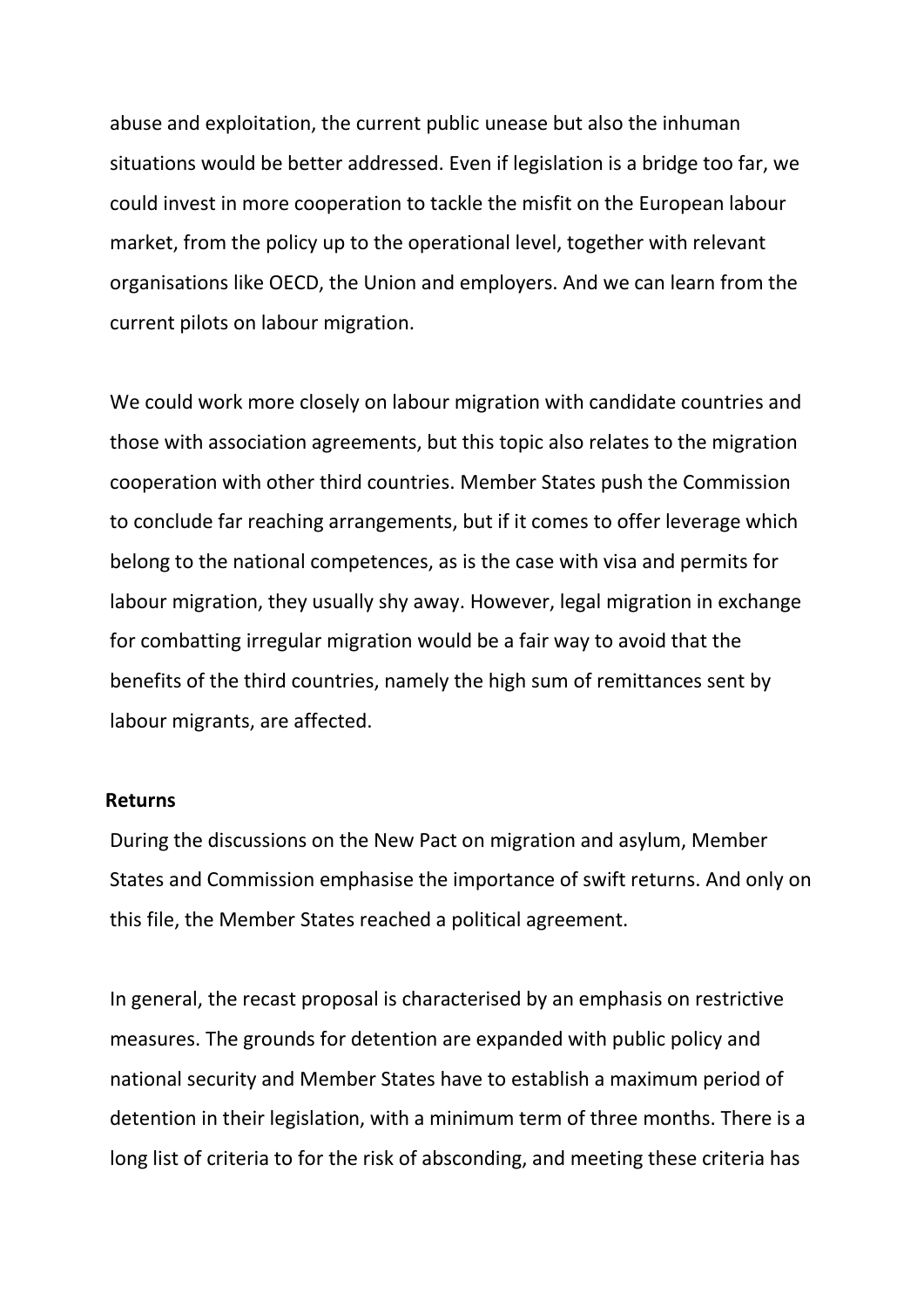abuse and exploitation, the current public unease but also the inhuman situations would be better addressed. Even if legislation is a bridge too far, we could invest in more cooperation to tackle the misfit on the European labour market, from the policy up to the operational level, together with relevant organisations like OECD, the Union and employers. And we can learn from the current pilots on labour migration.

We could work more closely on labour migration with candidate countries and those with association agreements, but this topic also relates to the migration cooperation with other third countries. Member States push the Commission to conclude far reaching arrangements, but if it comes to offer leverage which belong to the national competences, as is the case with visa and permits for labour migration, they usually shy away. However, legal migration in exchange for combatting irregular migration would be a fair way to avoid that the benefits of the third countries, namely the high sum of remittances sent by labour migrants, are affected.

**Returns**

During the discussions on the New Pact on migration and asylum, Member States and Commission emphasise the importance of swift returns. And only on this file, the Member States reached a political agreement.

In general, the recast proposal is characterised by an emphasis on restrictive measures. The grounds for detention are expanded with public policy and national security and Member States have to establish a maximum period of detention in their legislation, with a minimum term of three months. There is a long list of criteria to for the risk of absconding, and meeting these criteria has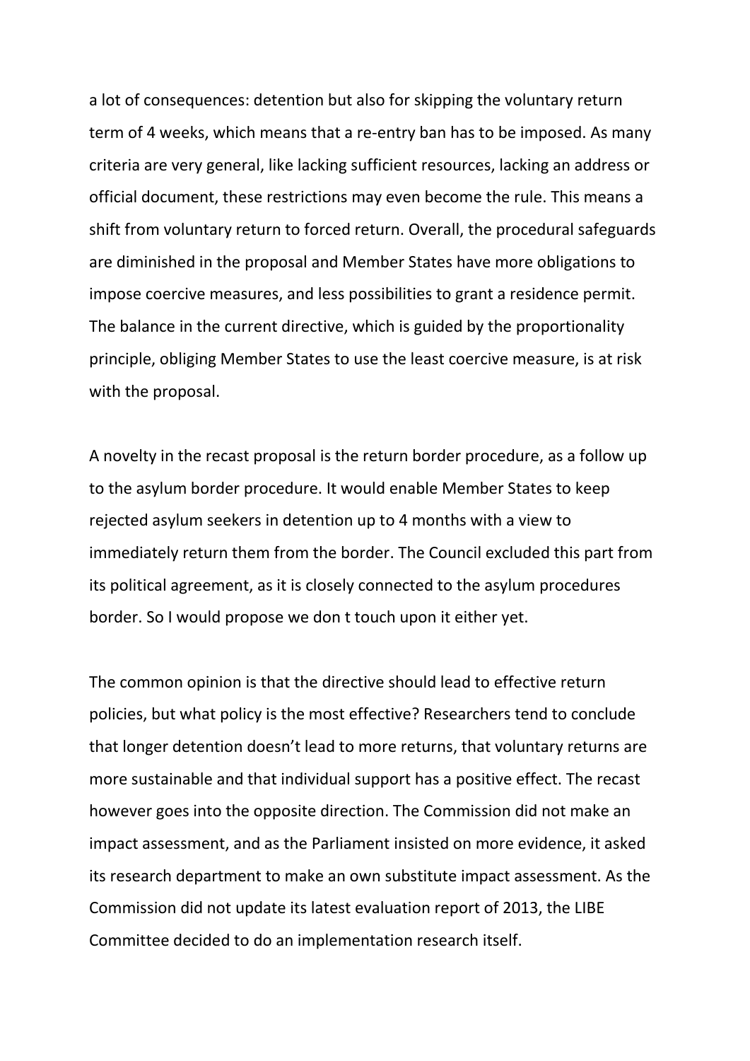a lot of consequences: detention but also for skipping the voluntary return term of 4 weeks, which means that a re-entry ban has to be imposed. As many criteria are very general, like lacking sufficient resources, lacking an address or official document, these restrictions may even become the rule. This means a shift from voluntary return to forced return. Overall, the procedural safeguards are diminished in the proposal and Member States have more obligations to impose coercive measures, and less possibilities to grant a residence permit. The balance in the current directive, which is guided by the proportionality principle, obliging Member States to use the least coercive measure, is at risk with the proposal.

A novelty in the recast proposal is the return border procedure, as a follow up to the asylum border procedure. It would enable Member States to keep rejected asylum seekers in detention up to 4 months with a view to immediately return them from the border. The Council excluded this part from its political agreement, as it is closely connected to the asylum procedures border. So I would propose we don t touch upon it either yet.

The common opinion is that the directive should lead to effective return policies, but what policy is the most effective? Researchers tend to conclude that longer detention doesn't lead to more returns, that voluntary returns are more sustainable and that individual support has a positive effect. The recast however goes into the opposite direction. The Commission did not make an impact assessment, and as the Parliament insisted on more evidence, it asked its research department to make an own substitute impact assessment. As the Commission did not update its latest evaluation report of 2013, the LIBE Committee decided to do an implementation research itself.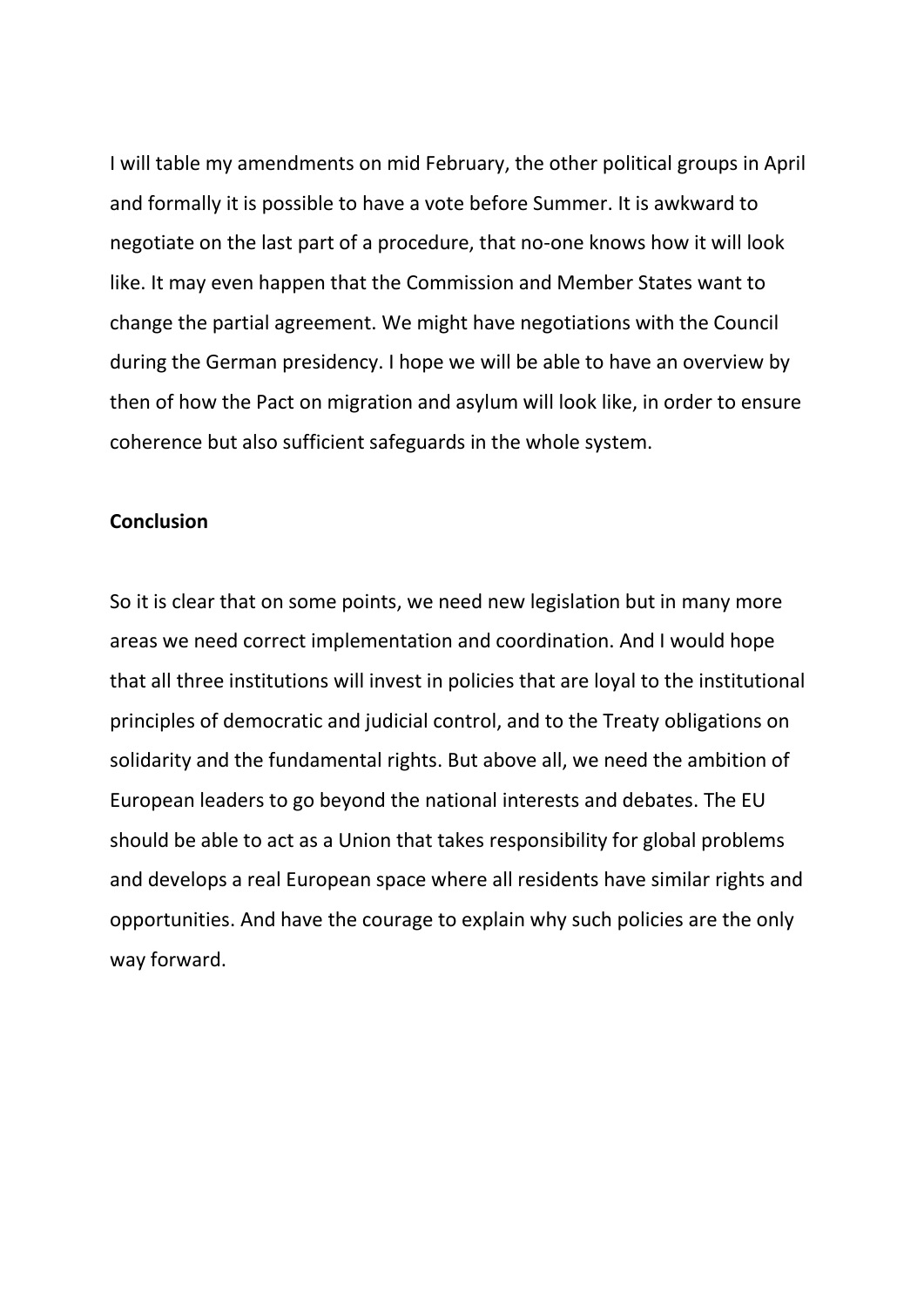I will table my amendments on mid February, the other political groups in April and formally it is possible to have a vote before Summer. It is awkward to negotiate on the last part of a procedure, that no-one knows how it will look like. It may even happen that the Commission and Member States want to change the partial agreement. We might have negotiations with the Council during the German presidency. I hope we will be able to have an overview by then of how the Pact on migration and asylum will look like, in order to ensure coherence but also sufficient safeguards in the whole system.

**Conclusion**

So it is clear that on some points, we need new legislation but in many more areas we need correct implementation and coordination. And I would hope that all three institutions will invest in policies that are loyal to the institutional principles of democratic and judicial control, and to the Treaty obligations on solidarity and the fundamental rights. But above all, we need the ambition of European leaders to go beyond the national interests and debates. The EU should be able to act as a Union that takes responsibility for global problems and develops a real European space where all residents have similar rights and opportunities. And have the courage to explain why such policies are the only way forward.